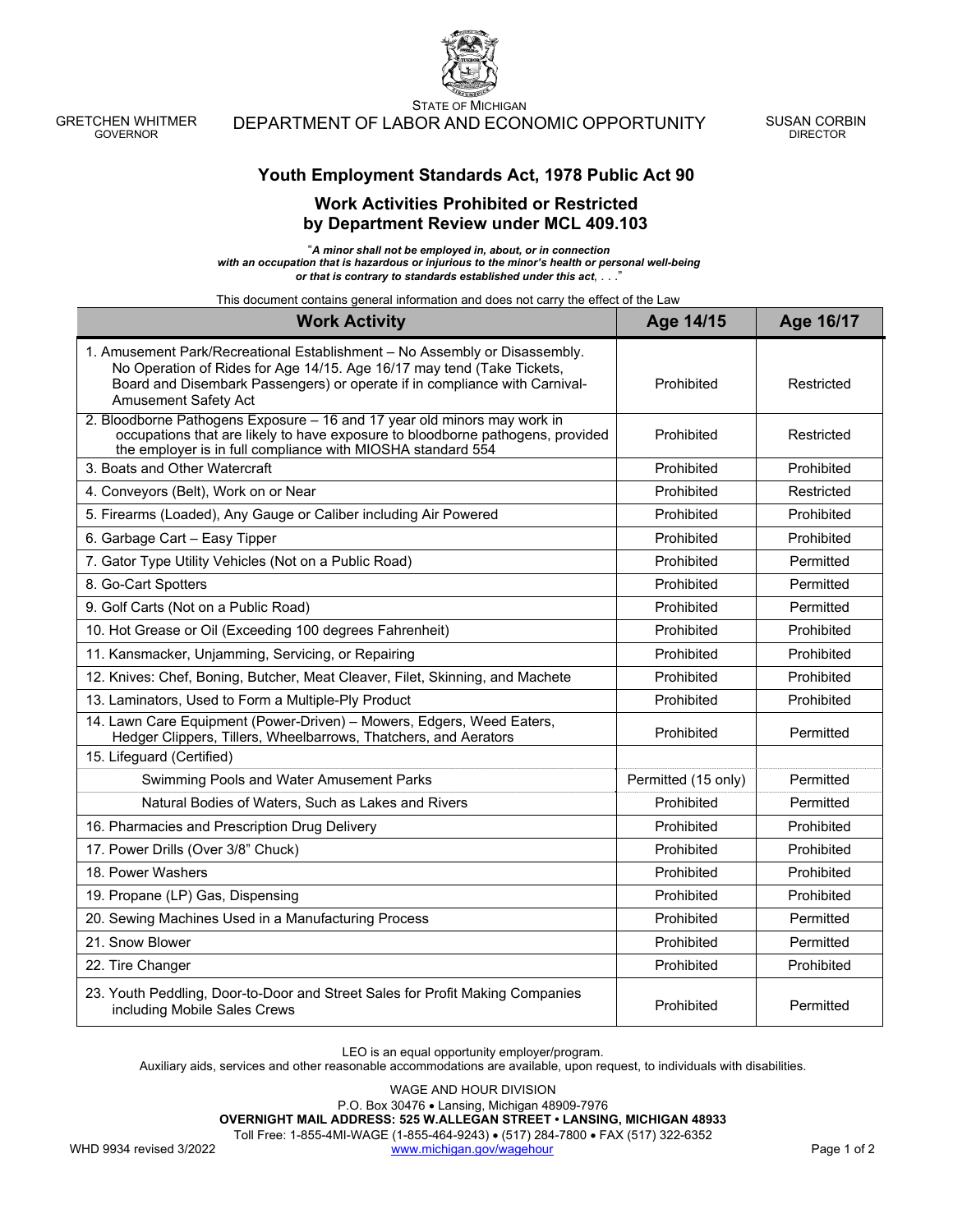GRETCHEN WHITMER
GOVERNOR

STATE OF MICHIGAN
DEPARTMENT OF LABOR AND ECONOMIC OPPORTUNITY

SUSAN CORBIN
DIRECTOR

## Youth Employment Standards Act, 1978 Public Act 90

## Work Activities Prohibited or Restricted by Department Review under MCL 409.103

"***A minor shall not be employed in, about, or in connection with an occupation that is hazardous or injurious to the minor's health or personal well-being or that is contrary to standards established under this act**, . . .*"

This document contains general information and does not carry the effect of the Law

| Work Activity | Age 14/15 | Age 16/17 |
|---|---|---|
| 1. Amusement Park/Recreational Establishment – No Assembly or Disassembly. No Operation of Rides for Age 14/15. Age 16/17 may tend (Take Tickets, Board and Disembark Passengers) or operate if in compliance with Carnival-Amusement Safety Act | Prohibited | Restricted |
| 2. Bloodborne Pathogens Exposure – 16 and 17 year old minors may work in occupations that are likely to have exposure to bloodborne pathogens, provided the employer is in full compliance with MIOSHA standard 554 | Prohibited | Restricted |
| 3. Boats and Other Watercraft | Prohibited | Prohibited |
| 4. Conveyors (Belt), Work on or Near | Prohibited | Restricted |
| 5. Firearms (Loaded), Any Gauge or Caliber including Air Powered | Prohibited | Prohibited |
| 6. Garbage Cart – Easy Tipper | Prohibited | Prohibited |
| 7. Gator Type Utility Vehicles (Not on a Public Road) | Prohibited | Permitted |
| 8. Go-Cart Spotters | Prohibited | Permitted |
| 9. Golf Carts (Not on a Public Road) | Prohibited | Permitted |
| 10. Hot Grease or Oil (Exceeding 100 degrees Fahrenheit) | Prohibited | Prohibited |
| 11. Kansmacker, Unjamming, Servicing, or Repairing | Prohibited | Prohibited |
| 12. Knives: Chef, Boning, Butcher, Meat Cleaver, Filet, Skinning, and Machete | Prohibited | Prohibited |
| 13. Laminators, Used to Form a Multiple-Ply Product | Prohibited | Prohibited |
| 14. Lawn Care Equipment (Power-Driven) – Mowers, Edgers, Weed Eaters, Hedger Clippers, Tillers, Wheelbarrows, Thatchers, and Aerators | Prohibited | Permitted |
| 15. Lifeguard (Certified) | | |
| Swimming Pools and Water Amusement Parks | Permitted (15 only) | Permitted |
| Natural Bodies of Waters, Such as Lakes and Rivers | Prohibited | Permitted |
| 16. Pharmacies and Prescription Drug Delivery | Prohibited | Prohibited |
| 17. Power Drills (Over 3/8" Chuck) | Prohibited | Prohibited |
| 18. Power Washers | Prohibited | Prohibited |
| 19. Propane (LP) Gas, Dispensing | Prohibited | Prohibited |
| 20. Sewing Machines Used in a Manufacturing Process | Prohibited | Permitted |
| 21. Snow Blower | Prohibited | Permitted |
| 22. Tire Changer | Prohibited | Prohibited |
| 23. Youth Peddling, Door-to-Door and Street Sales for Profit Making Companies including Mobile Sales Crews | Prohibited | Permitted |

LEO is an equal opportunity employer/program.
Auxiliary aids, services and other reasonable accommodations are available, upon request, to individuals with disabilities.

WAGE AND HOUR DIVISION
P.O. Box 30476 • Lansing, Michigan 48909-7976
**OVERNIGHT MAIL ADDRESS: 525 W.ALLEGAN STREET • LANSING, MICHIGAN 48933**
Toll Free: 1-855-4MI-WAGE (1-855-464-9243) • (517) 284-7800 • FAX (517) 322-6352
www.michigan.gov/wagehour

WHD 9934 revised 3/2022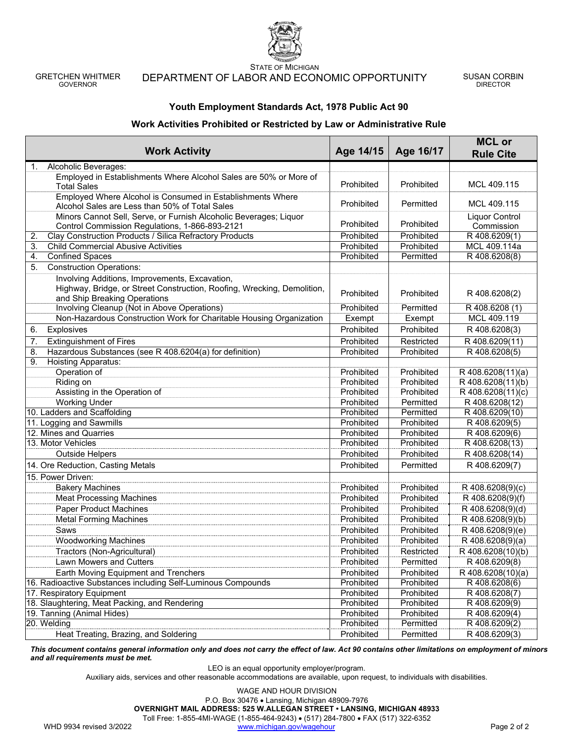STATE OF MICHIGAN

GRETCHEN WHITMER
GOVERNOR

DEPARTMENT OF LABOR AND ECONOMIC OPPORTUNITY

SUSAN CORBIN
DIRECTOR

## Youth Employment Standards Act, 1978 Public Act 90

### Work Activities Prohibited or Restricted by Law or Administrative Rule

| Work Activity | Age 14/15 | Age 16/17 | MCL or Rule Cite |
|---|---|---|---|
| 1. Alcoholic Beverages: | | | |
| Employed in Establishments Where Alcohol Sales are 50% or More of Total Sales | Prohibited | Prohibited | MCL 409.115 |
| Employed Where Alcohol is Consumed in Establishments Where Alcohol Sales are Less than 50% of Total Sales | Prohibited | Permitted | MCL 409.115 |
| Minors Cannot Sell, Serve, or Furnish Alcoholic Beverages; Liquor Control Commission Regulations, 1-866-893-2121 | Prohibited | Prohibited | Liquor Control Commission |
| 2. Clay Construction Products / Silica Refractory Products | Prohibited | Prohibited | R 408.6209(1) |
| 3. Child Commercial Abusive Activities | Prohibited | Prohibited | MCL 409.114a |
| 4. Confined Spaces | Prohibited | Permitted | R 408.6208(8) |
| 5. Construction Operations: | | | |
| Involving Additions, Improvements, Excavation, Highway, Bridge, or Street Construction, Roofing, Wrecking, Demolition, and Ship Breaking Operations | Prohibited | Prohibited | R 408.6208(2) |
| Involving Cleanup (Not in Above Operations) | Prohibited | Permitted | R 408.6208 (1) |
| Non-Hazardous Construction Work for Charitable Housing Organization | Exempt | Exempt | MCL 409.119 |
| 6. Explosives | Prohibited | Prohibited | R 408.6208(3) |
| 7. Extinguishment of Fires | Prohibited | Restricted | R 408.6209(11) |
| 8. Hazardous Substances (see R 408.6204(a) for definition) | Prohibited | Prohibited | R 408.6208(5) |
| 9. Hoisting Apparatus: | | | |
| Operation of | Prohibited | Prohibited | R 408.6208(11)(a) |
| Riding on | Prohibited | Prohibited | R 408.6208(11)(b) |
| Assisting in the Operation of | Prohibited | Prohibited | R 408.6208(11)(c) |
| Working Under | Prohibited | Permitted | R 408.6208(12) |
| 10. Ladders and Scaffolding | Prohibited | Permitted | R 408.6209(10) |
| 11. Logging and Sawmills | Prohibited | Prohibited | R 408.6209(5) |
| 12. Mines and Quarries | Prohibited | Prohibited | R 408.6209(6) |
| 13. Motor Vehicles | Prohibited | Prohibited | R 408.6208(13) |
| Outside Helpers | Prohibited | Prohibited | R 408.6208(14) |
| 14. Ore Reduction, Casting Metals | Prohibited | Permitted | R 408.6209(7) |
| 15. Power Driven: | | | |
| Bakery Machines | Prohibited | Prohibited | R 408.6208(9)(c) |
| Meat Processing Machines | Prohibited | Prohibited | R 408.6208(9)(f) |
| Paper Product Machines | Prohibited | Prohibited | R 408.6208(9)(d) |
| Metal Forming Machines | Prohibited | Prohibited | R 408.6208(9)(b) |
| Saws | Prohibited | Prohibited | R 408.6208(9)(e) |
| Woodworking Machines | Prohibited | Prohibited | R 408.6208(9)(a) |
| Tractors (Non-Agricultural) | Prohibited | Restricted | R 408.6208(10)(b) |
| Lawn Mowers and Cutters | Prohibited | Permitted | R 408.6209(8) |
| Earth Moving Equipment and Trenchers | Prohibited | Prohibited | R 408.6208(10)(a) |
| 16. Radioactive Substances including Self-Luminous Compounds | Prohibited | Prohibited | R 408.6208(6) |
| 17. Respiratory Equipment | Prohibited | Prohibited | R 408.6208(7) |
| 18. Slaughtering, Meat Packing, and Rendering | Prohibited | Prohibited | R 408.6209(9) |
| 19. Tanning (Animal Hides) | Prohibited | Prohibited | R 408.6209(4) |
| 20. Welding | Prohibited | Permitted | R 408.6209(2) |
| Heat Treating, Brazing, and Soldering | Prohibited | Permitted | R 408.6209(3) |

***This document contains general information only and does not carry the effect of law. Act 90 contains other limitations on employment of minors and all requirements must be met.***

LEO is an equal opportunity employer/program.
Auxiliary aids, services and other reasonable accommodations are available, upon request, to individuals with disabilities.

WAGE AND HOUR DIVISION
P.O. Box 30476 • Lansing, Michigan 48909-7976
**OVERNIGHT MAIL ADDRESS: 525 W.ALLEGAN STREET • LANSING, MICHIGAN 48933**
Toll Free: 1-855-4MI-WAGE (1-855-464-9243) • (517) 284-7800 • FAX (517) 322-6352
www.michigan.gov/wagehour

WHD 9934 revised 3/2022